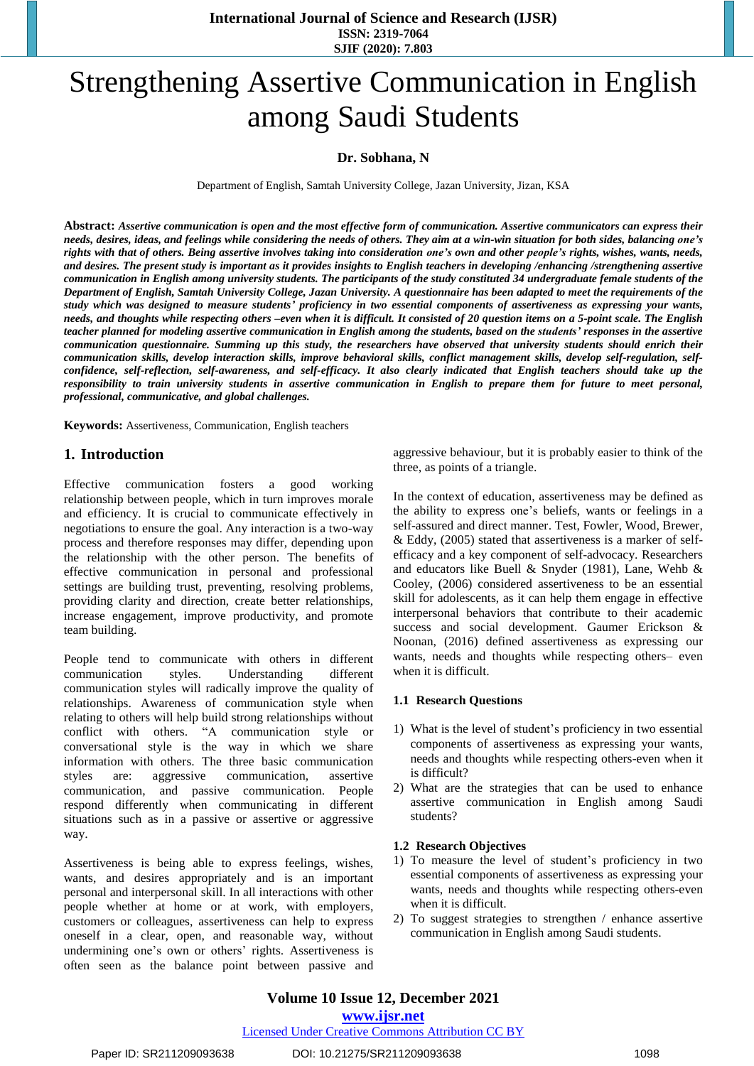# Strengthening Assertive Communication in English among Saudi Students

**Dr. Sobhana, N**

Department of English, Samtah University College, Jazan University, Jizan, KSA

**Abstract:** ***Assertive communication is open and the most effective form of communication. Assertive communicators can express their needs, desires, ideas, and feelings while considering the needs of others. They aim at a win-win situation for both sides, balancing one's rights with that of others. Being assertive involves taking into consideration one's own and other people's rights, wishes, wants, needs, and desires. The present study is important as it provides insights to English teachers in developing /enhancing /strengthening assertive communication in English among university students. The participants of the study constituted 34 undergraduate female students of the Department of English, Samtah University College, Jazan University. A questionnaire has been adapted to meet the requirements of the study which was designed to measure students' proficiency in two essential components of assertiveness as expressing your wants, needs, and thoughts while respecting others –even when it is difficult. It consisted of 20 question items on a 5-point scale. The English teacher planned for modeling assertive communication in English among the students, based on the students' responses in the assertive communication questionnaire. Summing up this study, the researchers have observed that university students should enrich their communication skills, develop interaction skills, improve behavioral skills, conflict management skills, develop self-regulation, self-confidence, self-reflection, self-awareness, and self-efficacy. It also clearly indicated that English teachers should take up the responsibility to train university students in assertive communication in English to prepare them for future to meet personal, professional, communicative, and global challenges.***

**Keywords:** Assertiveness, Communication, English teachers

## 1. Introduction

Effective communication fosters a good working relationship between people, which in turn improves morale and efficiency. It is crucial to communicate effectively in negotiations to ensure the goal. Any interaction is a two-way process and therefore responses may differ, depending upon the relationship with the other person. The benefits of effective communication in personal and professional settings are building trust, preventing, resolving problems, providing clarity and direction, create better relationships, increase engagement, improve productivity, and promote team building.

People tend to communicate with others in different communication styles. Understanding different communication styles will radically improve the quality of relationships. Awareness of communication style when relating to others will help build strong relationships without conflict with others. "A communication style or conversational style is the way in which we share information with others. The three basic communication styles are: aggressive communication, assertive communication, and passive communication. People respond differently when communicating in different situations such as in a passive or assertive or aggressive way.

Assertiveness is being able to express feelings, wishes, wants, and desires appropriately and is an important personal and interpersonal skill. In all interactions with other people whether at home or at work, with employers, customers or colleagues, assertiveness can help to express oneself in a clear, open, and reasonable way, without undermining one's own or others' rights. Assertiveness is often seen as the balance point between passive and aggressive behaviour, but it is probably easier to think of the three, as points of a triangle.

In the context of education, assertiveness may be defined as the ability to express one's beliefs, wants or feelings in a self-assured and direct manner. Test, Fowler, Wood, Brewer, & Eddy, (2005) stated that assertiveness is a marker of self-efficacy and a key component of self-advocacy. Researchers and educators like Buell & Snyder (1981), Lane, Wehb & Cooley, (2006) considered assertiveness to be an essential skill for adolescents, as it can help them engage in effective interpersonal behaviors that contribute to their academic success and social development. Gaumer Erickson & Noonan, (2016) defined assertiveness as expressing our wants, needs and thoughts while respecting others– even when it is difficult.

### 1.1 Research Questions

1) What is the level of student's proficiency in two essential components of assertiveness as expressing your wants, needs and thoughts while respecting others-even when it is difficult?
2) What are the strategies that can be used to enhance assertive communication in English among Saudi students?

### 1.2 Research Objectives

1) To measure the level of student's proficiency in two essential components of assertiveness as expressing your wants, needs and thoughts while respecting others-even when it is difficult.
2) To suggest strategies to strengthen / enhance assertive communication in English among Saudi students.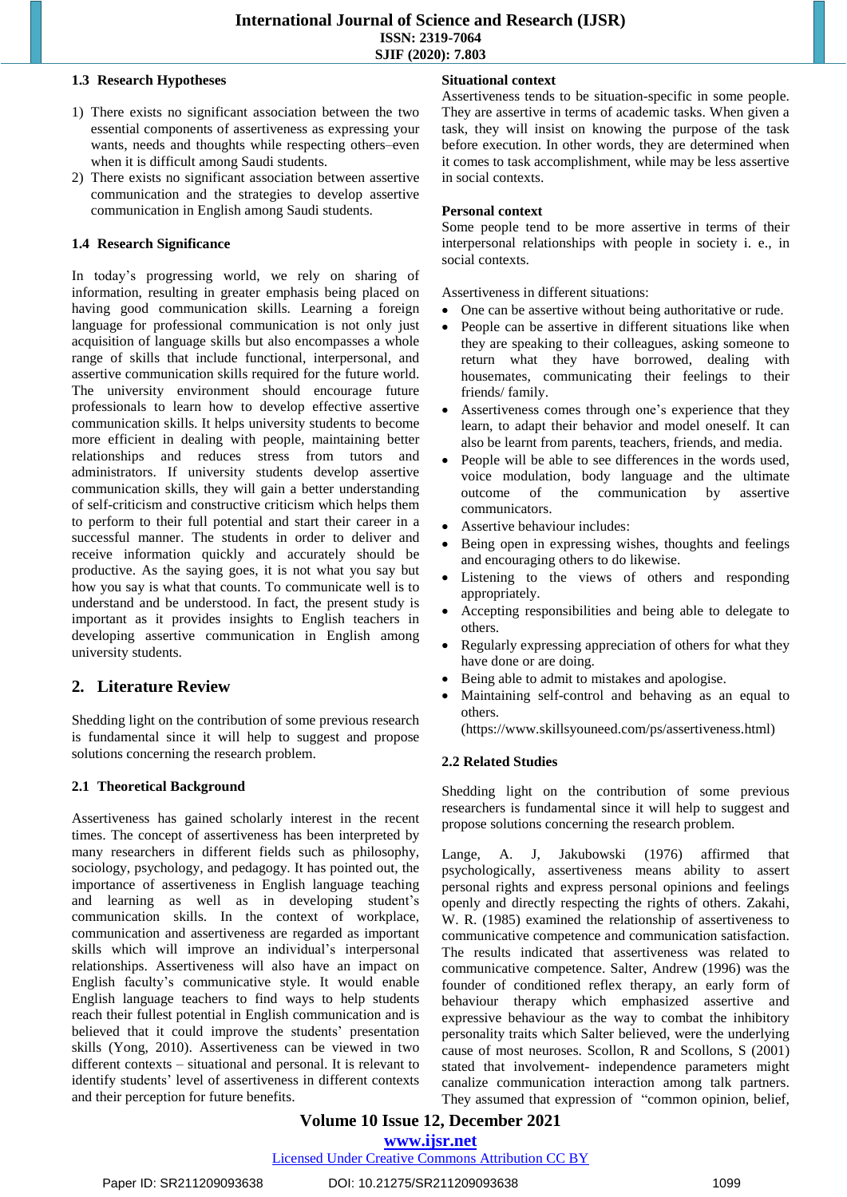### 1.3 Research Hypotheses

1) There exists no significant association between the two essential components of assertiveness as expressing your wants, needs and thoughts while respecting others–even when it is difficult among Saudi students.
2) There exists no significant association between assertive communication and the strategies to develop assertive communication in English among Saudi students.

### 1.4 Research Significance

In today's progressing world, we rely on sharing of information, resulting in greater emphasis being placed on having good communication skills. Learning a foreign language for professional communication is not only just acquisition of language skills but also encompasses a whole range of skills that include functional, interpersonal, and assertive communication skills required for the future world. The university environment should encourage future professionals to learn how to develop effective assertive communication skills. It helps university students to become more efficient in dealing with people, maintaining better relationships and reduces stress from tutors and administrators. If university students develop assertive communication skills, they will gain a better understanding of self-criticism and constructive criticism which helps them to perform to their full potential and start their career in a successful manner. The students in order to deliver and receive information quickly and accurately should be productive. As the saying goes, it is not what you say but how you say is what that counts. To communicate well is to understand and be understood. In fact, the present study is important as it provides insights to English teachers in developing assertive communication in English among university students.

## 2. Literature Review

Shedding light on the contribution of some previous research is fundamental since it will help to suggest and propose solutions concerning the research problem.

### 2.1 Theoretical Background

Assertiveness has gained scholarly interest in the recent times. The concept of assertiveness has been interpreted by many researchers in different fields such as philosophy, sociology, psychology, and pedagogy. It has pointed out, the importance of assertiveness in English language teaching and learning as well as in developing student's communication skills. In the context of workplace, communication and assertiveness are regarded as important skills which will improve an individual's interpersonal relationships. Assertiveness will also have an impact on English faculty's communicative style. It would enable English language teachers to find ways to help students reach their fullest potential in English communication and is believed that it could improve the students' presentation skills (Yong, 2010). Assertiveness can be viewed in two different contexts – situational and personal. It is relevant to identify students' level of assertiveness in different contexts and their perception for future benefits.

**Situational context**
Assertiveness tends to be situation-specific in some people. They are assertive in terms of academic tasks. When given a task, they will insist on knowing the purpose of the task before execution. In other words, they are determined when it comes to task accomplishment, while may be less assertive in social contexts.

**Personal context**
Some people tend to be more assertive in terms of their interpersonal relationships with people in society i. e., in social contexts.

Assertiveness in different situations:

- One can be assertive without being authoritative or rude.
- People can be assertive in different situations like when they are speaking to their colleagues, asking someone to return what they have borrowed, dealing with housemates, communicating their feelings to their friends/ family.
- Assertiveness comes through one's experience that they learn, to adapt their behavior and model oneself. It can also be learnt from parents, teachers, friends, and media.
- People will be able to see differences in the words used, voice modulation, body language and the ultimate outcome of the communication by assertive communicators.
- Assertive behaviour includes:
- Being open in expressing wishes, thoughts and feelings and encouraging others to do likewise.
- Listening to the views of others and responding appropriately.
- Accepting responsibilities and being able to delegate to others.
- Regularly expressing appreciation of others for what they have done or are doing.
- Being able to admit to mistakes and apologise.
- Maintaining self-control and behaving as an equal to others.
(https://www.skillsyouneed.com/ps/assertiveness.html)

### 2.2 Related Studies

Shedding light on the contribution of some previous researchers is fundamental since it will help to suggest and propose solutions concerning the research problem.

Lange, A. J, Jakubowski (1976) affirmed that psychologically, assertiveness means ability to assert personal rights and express personal opinions and feelings openly and directly respecting the rights of others. Zakahi, W. R. (1985) examined the relationship of assertiveness to communicative competence and communication satisfaction. The results indicated that assertiveness was related to communicative competence. Salter, Andrew (1996) was the founder of conditioned reflex therapy, an early form of behaviour therapy which emphasized assertive and expressive behaviour as the way to combat the inhibitory personality traits which Salter believed, were the underlying cause of most neuroses. Scollon, R and Scollons, S (2001) stated that involvement- independence parameters might canalize communication interaction among talk partners. They assumed that expression of "common opinion, belief,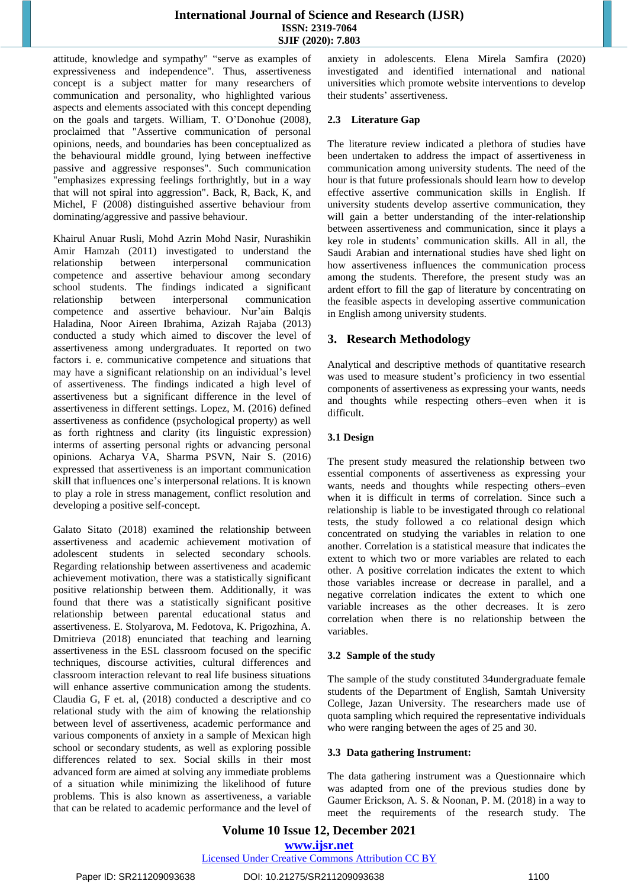attitude, knowledge and sympathy" "serve as examples of expressiveness and independence". Thus, assertiveness concept is a subject matter for many researchers of communication and personality, who highlighted various aspects and elements associated with this concept depending on the goals and targets. William, T. O'Donohue (2008), proclaimed that "Assertive communication of personal opinions, needs, and boundaries has been conceptualized as the behavioural middle ground, lying between ineffective passive and aggressive responses". Such communication "emphasizes expressing feelings forthrightly, but in a way that will not spiral into aggression". Back, R, Back, K, and Michel, F (2008) distinguished assertive behaviour from dominating/aggressive and passive behaviour.

Khairul Anuar Rusli, Mohd Azrin Mohd Nasir, Nurashikin Amir Hamzah (2011) investigated to understand the relationship between interpersonal communication competence and assertive behaviour among secondary school students. The findings indicated a significant relationship between interpersonal communication competence and assertive behaviour. Nur'ain Balqis Haladina, Noor Aireen Ibrahima, Azizah Rajaba (2013) conducted a study which aimed to discover the level of assertiveness among undergraduates. It reported on two factors i. e. communicative competence and situations that may have a significant relationship on an individual's level of assertiveness. The findings indicated a high level of assertiveness but a significant difference in the level of assertiveness in different settings. Lopez, M. (2016) defined assertiveness as confidence (psychological property) as well as forth rightness and clarity (its linguistic expression) interms of asserting personal rights or advancing personal opinions. Acharya VA, Sharma PSVN, Nair S. (2016) expressed that assertiveness is an important communication skill that influences one's interpersonal relations. It is known to play a role in stress management, conflict resolution and developing a positive self-concept.

Galato Sitato (2018) examined the relationship between assertiveness and academic achievement motivation of adolescent students in selected secondary schools. Regarding relationship between assertiveness and academic achievement motivation, there was a statistically significant positive relationship between them. Additionally, it was found that there was a statistically significant positive relationship between parental educational status and assertiveness. E. Stolyarova, M. Fedotova, K. Prigozhina, A. Dmitrieva (2018) enunciated that teaching and learning assertiveness in the ESL classroom focused on the specific techniques, discourse activities, cultural differences and classroom interaction relevant to real life business situations will enhance assertive communication among the students. Claudia G, F et. al, (2018) conducted a descriptive and co relational study with the aim of knowing the relationship between level of assertiveness, academic performance and various components of anxiety in a sample of Mexican high school or secondary students, as well as exploring possible differences related to sex. Social skills in their most advanced form are aimed at solving any immediate problems of a situation while minimizing the likelihood of future problems. This is also known as assertiveness, a variable that can be related to academic performance and the level of anxiety in adolescents. Elena Mirela Samfira (2020) investigated and identified international and national universities which promote website interventions to develop their students' assertiveness.

### 2.3 Literature Gap

The literature review indicated a plethora of studies have been undertaken to address the impact of assertiveness in communication among university students. The need of the hour is that future professionals should learn how to develop effective assertive communication skills in English. If university students develop assertive communication, they will gain a better understanding of the inter-relationship between assertiveness and communication, since it plays a key role in students' communication skills. All in all, the Saudi Arabian and international studies have shed light on how assertiveness influences the communication process among the students. Therefore, the present study was an ardent effort to fill the gap of literature by concentrating on the feasible aspects in developing assertive communication in English among university students.

## 3. Research Methodology

Analytical and descriptive methods of quantitative research was used to measure student's proficiency in two essential components of assertiveness as expressing your wants, needs and thoughts while respecting others–even when it is difficult.

### 3.1 Design

The present study measured the relationship between two essential components of assertiveness as expressing your wants, needs and thoughts while respecting others–even when it is difficult in terms of correlation. Since such a relationship is liable to be investigated through co relational tests, the study followed a co relational design which concentrated on studying the variables in relation to one another. Correlation is a statistical measure that indicates the extent to which two or more variables are related to each other. A positive correlation indicates the extent to which those variables increase or decrease in parallel, and a negative correlation indicates the extent to which one variable increases as the other decreases. It is zero correlation when there is no relationship between the variables.

### 3.2 Sample of the study

The sample of the study constituted 34undergraduate female students of the Department of English, Samtah University College, Jazan University. The researchers made use of quota sampling which required the representative individuals who were ranging between the ages of 25 and 30.

### 3.3 Data gathering Instrument:

The data gathering instrument was a Questionnaire which was adapted from one of the previous studies done by Gaumer Erickson, A. S. & Noonan, P. M. (2018) in a way to meet the requirements of the research study. The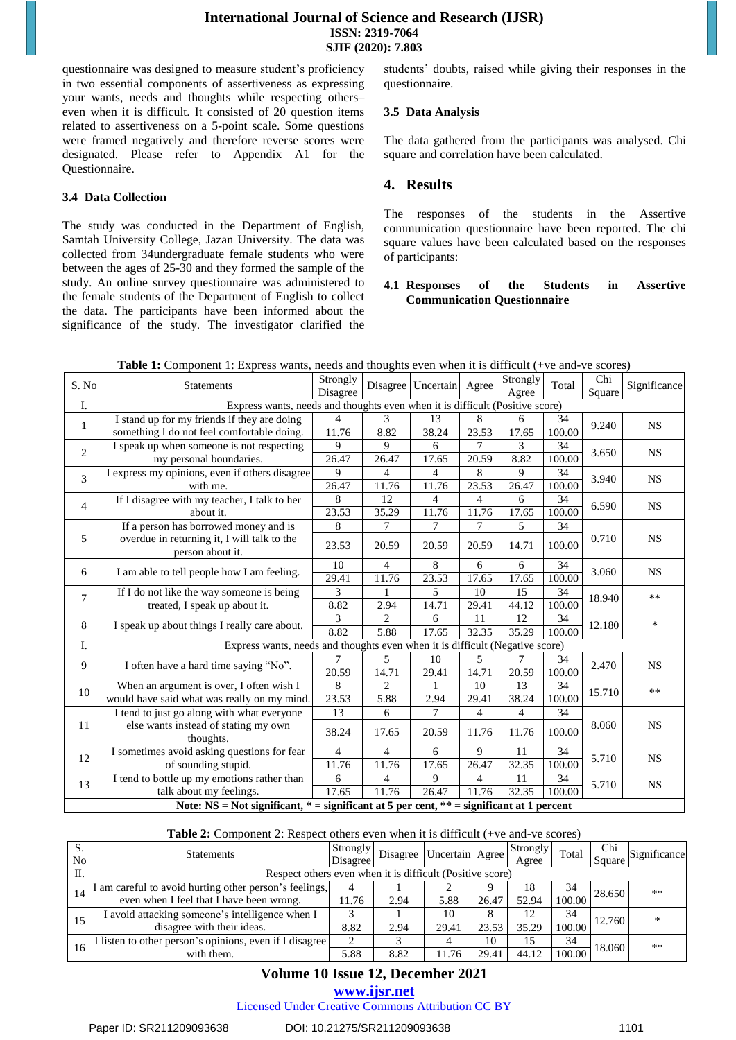questionnaire was designed to measure student's proficiency in two essential components of assertiveness as expressing your wants, needs and thoughts while respecting others–even when it is difficult. It consisted of 20 question items related to assertiveness on a 5-point scale. Some questions were framed negatively and therefore reverse scores were designated. Please refer to Appendix A1 for the Questionnaire.

### 3.4 Data Collection

The study was conducted in the Department of English, Samtah University College, Jazan University. The data was collected from 34undergraduate female students who were between the ages of 25-30 and they formed the sample of the study. An online survey questionnaire was administered to the female students of the Department of English to collect the data. The participants have been informed about the significance of the study. The investigator clarified the students' doubts, raised while giving their responses in the questionnaire.

### 3.5 Data Analysis

The data gathered from the participants was analysed. Chi square and correlation have been calculated.

## 4. Results

The responses of the students in the Assertive communication questionnaire have been reported. The chi square values have been calculated based on the responses of participants:

### 4.1 Responses of the Students in Assertive Communication Questionnaire

**Table 1:** Component 1: Express wants, needs and thoughts even when it is difficult (+ve and-ve scores)

| S. No | Statements | Strongly Disagree | Disagree | Uncertain | Agree | Strongly Agree | Total | Chi Square | Significance |
|---|---|---|---|---|---|---|---|---|---|
| I. | Express wants, needs and thoughts even when it is difficult (Positive score) | | | | | | | | |
| 1 | I stand up for my friends if they are doing something I do not feel comfortable doing. | 4 | 3 | 13 | 8 | 6 | 34 | 9.240 | NS |
| | | 11.76 | 8.82 | 38.24 | 23.53 | 17.65 | 100.00 | | |
| 2 | I speak up when someone is not respecting my personal boundaries. | 9 | 9 | 6 | 7 | 3 | 34 | 3.650 | NS |
| | | 26.47 | 26.47 | 17.65 | 20.59 | 8.82 | 100.00 | | |
| 3 | I express my opinions, even if others disagree with me. | 9 | 4 | 4 | 8 | 9 | 34 | 3.940 | NS |
| | | 26.47 | 11.76 | 11.76 | 23.53 | 26.47 | 100.00 | | |
| 4 | If I disagree with my teacher, I talk to her about it. | 8 | 12 | 4 | 4 | 6 | 34 | 6.590 | NS |
| | | 23.53 | 35.29 | 11.76 | 11.76 | 17.65 | 100.00 | | |
| 5 | If a person has borrowed money and is overdue in returning it, I will talk to the person about it. | 8 | 7 | 7 | 7 | 5 | 34 | 0.710 | NS |
| | | 23.53 | 20.59 | 20.59 | 20.59 | 14.71 | 100.00 | | |
| 6 | I am able to tell people how I am feeling. | 10 | 4 | 8 | 6 | 6 | 34 | 3.060 | NS |
| | | 29.41 | 11.76 | 23.53 | 17.65 | 17.65 | 100.00 | | |
| 7 | If I do not like the way someone is being treated, I speak up about it. | 3 | 1 | 5 | 10 | 15 | 34 | 18.940 | ** |
| | | 8.82 | 2.94 | 14.71 | 29.41 | 44.12 | 100.00 | | |
| 8 | I speak up about things I really care about. | 3 | 2 | 6 | 11 | 12 | 34 | 12.180 | * |
| | | 8.82 | 5.88 | 17.65 | 32.35 | 35.29 | 100.00 | | |
| I. | Express wants, needs and thoughts even when it is difficult (Negative score) | | | | | | | | |
| 9 | I often have a hard time saying "No". | 7 | 5 | 10 | 5 | 7 | 34 | 2.470 | NS |
| | | 20.59 | 14.71 | 29.41 | 14.71 | 20.59 | 100.00 | | |
| 10 | When an argument is over, I often wish I would have said what was really on my mind. | 8 | 2 | 1 | 10 | 13 | 34 | 15.710 | ** |
| | | 23.53 | 5.88 | 2.94 | 29.41 | 38.24 | 100.00 | | |
| 11 | I tend to just go along with what everyone else wants instead of stating my own thoughts. | 13 | 6 | 7 | 4 | 4 | 34 | 8.060 | NS |
| | | 38.24 | 17.65 | 20.59 | 11.76 | 11.76 | 100.00 | | |
| 12 | I sometimes avoid asking questions for fear of sounding stupid. | 4 | 4 | 6 | 9 | 11 | 34 | 5.710 | NS |
| | | 11.76 | 11.76 | 17.65 | 26.47 | 32.35 | 100.00 | | |
| 13 | I tend to bottle up my emotions rather than talk about my feelings. | 6 | 4 | 9 | 4 | 11 | 34 | 5.710 | NS |
| | | 17.65 | 11.76 | 26.47 | 11.76 | 32.35 | 100.00 | | |

**Note: NS = Not significant, * = significant at 5 per cent, ** = significant at 1 percent**

**Table 2:** Component 2: Respect others even when it is difficult (+ve and-ve scores)

| S. No | Statements | Strongly Disagree | Disagree | Uncertain | Agree | Strongly Agree | Total | Chi Square | Significance |
|---|---|---|---|---|---|---|---|---|---|
| II. | Respect others even when it is difficult (Positive score) | | | | | | | | |
| 14 | I am careful to avoid hurting other person's feelings, even when I feel that I have been wrong. | 4 | 1 | 2 | 9 | 18 | 34 | 28.650 | ** |
| | | 11.76 | 2.94 | 5.88 | 26.47 | 52.94 | 100.00 | | |
| 15 | I avoid attacking someone's intelligence when I disagree with their ideas. | 3 | 1 | 10 | 8 | 12 | 34 | 12.760 | * |
| | | 8.82 | 2.94 | 29.41 | 23.53 | 35.29 | 100.00 | | |
| 16 | I listen to other person's opinions, even if I disagree with them. | 2 | 3 | 4 | 10 | 15 | 34 | 18.060 | ** |
| | | 5.88 | 8.82 | 11.76 | 29.41 | 44.12 | 100.00 | | |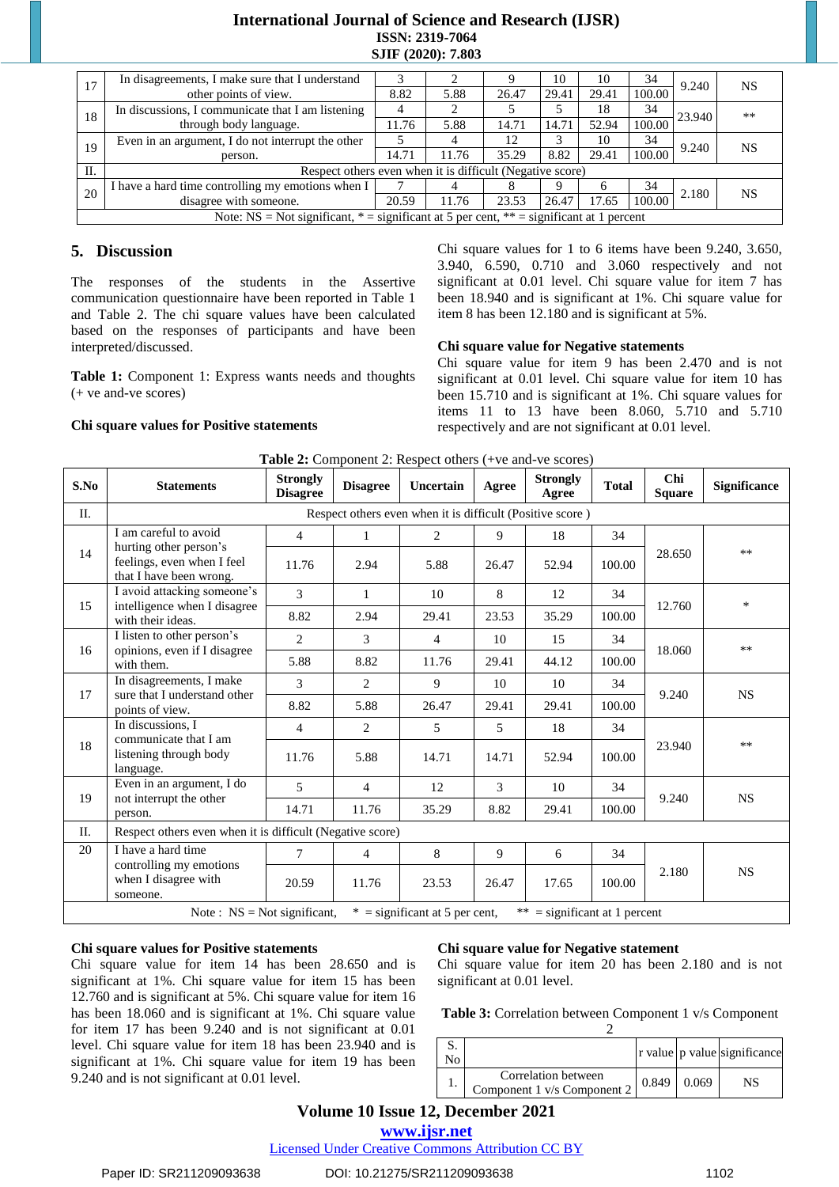| 17 | In disagreements, I make sure that I understand other points of view. | 3 | 2 | 9 | 10 | 10 | 34 | 9.240 | NS |
|---|---|---|---|---|---|---|---|---|---|
| | | 8.82 | 5.88 | 26.47 | 29.41 | 29.41 | 100.00 | | |
| 18 | In discussions, I communicate that I am listening through body language. | 4 | 2 | 5 | 5 | 18 | 34 | 23.940 | ** |
| | | 11.76 | 5.88 | 14.71 | 14.71 | 52.94 | 100.00 | | |
| 19 | Even in an argument, I do not interrupt the other person. | 5 | 4 | 12 | 3 | 10 | 34 | 9.240 | NS |
| | | 14.71 | 11.76 | 35.29 | 8.82 | 29.41 | 100.00 | | |
| II. | Respect others even when it is difficult (Negative score) | | | | | | | | |
| 20 | I have a hard time controlling my emotions when I disagree with someone. | 7 | 4 | 8 | 9 | 6 | 34 | 2.180 | NS |
| | | 20.59 | 11.76 | 23.53 | 26.47 | 17.65 | 100.00 | | |

Note: NS = Not significant, * = significant at 5 per cent, ** = significant at 1 percent

## 5. Discussion

The responses of the students in the Assertive communication questionnaire have been reported in Table 1 and Table 2. The chi square values have been calculated based on the responses of participants and have been interpreted/discussed.

**Table 1:** Component 1: Express wants needs and thoughts (+ ve and-ve scores)

**Chi square values for Positive statements**

Chi square values for 1 to 6 items have been 9.240, 3.650, 3.940, 6.590, 0.710 and 3.060 respectively and not significant at 0.01 level. Chi square value for item 7 has been 18.940 and is significant at 1%. Chi square value for item 8 has been 12.180 and is significant at 5%.

**Chi square value for Negative statements**

Chi square value for item 9 has been 2.470 and is not significant at 0.01 level. Chi square value for item 10 has been 15.710 and is significant at 1%. Chi square values for items 11 to 13 have been 8.060, 5.710 and 5.710 respectively and are not significant at 0.01 level.

**Table 2:** Component 2: Respect others (+ve and-ve scores)

| S.No | Statements | Strongly Disagree | Disagree | Uncertain | Agree | Strongly Agree | Total | Chi Square | Significance |
|---|---|---|---|---|---|---|---|---|---|
| II. | Respect others even when it is difficult (Positive score ) | | | | | | | | |
| 14 | I am careful to avoid hurting other person's feelings, even when I feel that I have been wrong. | 4 | 1 | 2 | 9 | 18 | 34 | 28.650 | ** |
| | | 11.76 | 2.94 | 5.88 | 26.47 | 52.94 | 100.00 | | |
| 15 | I avoid attacking someone's intelligence when I disagree with their ideas. | 3 | 1 | 10 | 8 | 12 | 34 | 12.760 | * |
| | | 8.82 | 2.94 | 29.41 | 23.53 | 35.29 | 100.00 | | |
| 16 | I listen to other person's opinions, even if I disagree with them. | 2 | 3 | 4 | 10 | 15 | 34 | 18.060 | ** |
| | | 5.88 | 8.82 | 11.76 | 29.41 | 44.12 | 100.00 | | |
| 17 | In disagreements, I make sure that I understand other points of view. | 3 | 2 | 9 | 10 | 10 | 34 | 9.240 | NS |
| | | 8.82 | 5.88 | 26.47 | 29.41 | 29.41 | 100.00 | | |
| 18 | In discussions, I communicate that I am listening through body language. | 4 | 2 | 5 | 5 | 18 | 34 | 23.940 | ** |
| | | 11.76 | 5.88 | 14.71 | 14.71 | 52.94 | 100.00 | | |
| 19 | Even in an argument, I do not interrupt the other person. | 5 | 4 | 12 | 3 | 10 | 34 | 9.240 | NS |
| | | 14.71 | 11.76 | 35.29 | 8.82 | 29.41 | 100.00 | | |
| II. | Respect others even when it is difficult (Negative score) | | | | | | | | |
| 20 | I have a hard time controlling my emotions when I disagree with someone. | 7 | 4 | 8 | 9 | 6 | 34 | 2.180 | NS |
| | | 20.59 | 11.76 | 23.53 | 26.47 | 17.65 | 100.00 | | |

Note : NS = Not significant, * = significant at 5 per cent, ** = significant at 1 percent

**Chi square values for Positive statements**

Chi square value for item 14 has been 28.650 and is significant at 1%. Chi square value for item 15 has been 12.760 and is significant at 5%. Chi square value for item 16 has been 18.060 and is significant at 1%. Chi square value for item 17 has been 9.240 and is not significant at 0.01 level. Chi square value for item 18 has been 23.940 and is significant at 1%. Chi square value for item 19 has been 9.240 and is not significant at 0.01 level.

**Chi square value for Negative statement**

Chi square value for item 20 has been 2.180 and is not significant at 0.01 level.

**Table 3:** Correlation between Component 1 v/s Component 2

| S. No | | r value | p value | significance |
|---|---|---|---|---|
| 1. | Correlation between Component 1 v/s Component 2 | 0.849 | 0.069 | NS |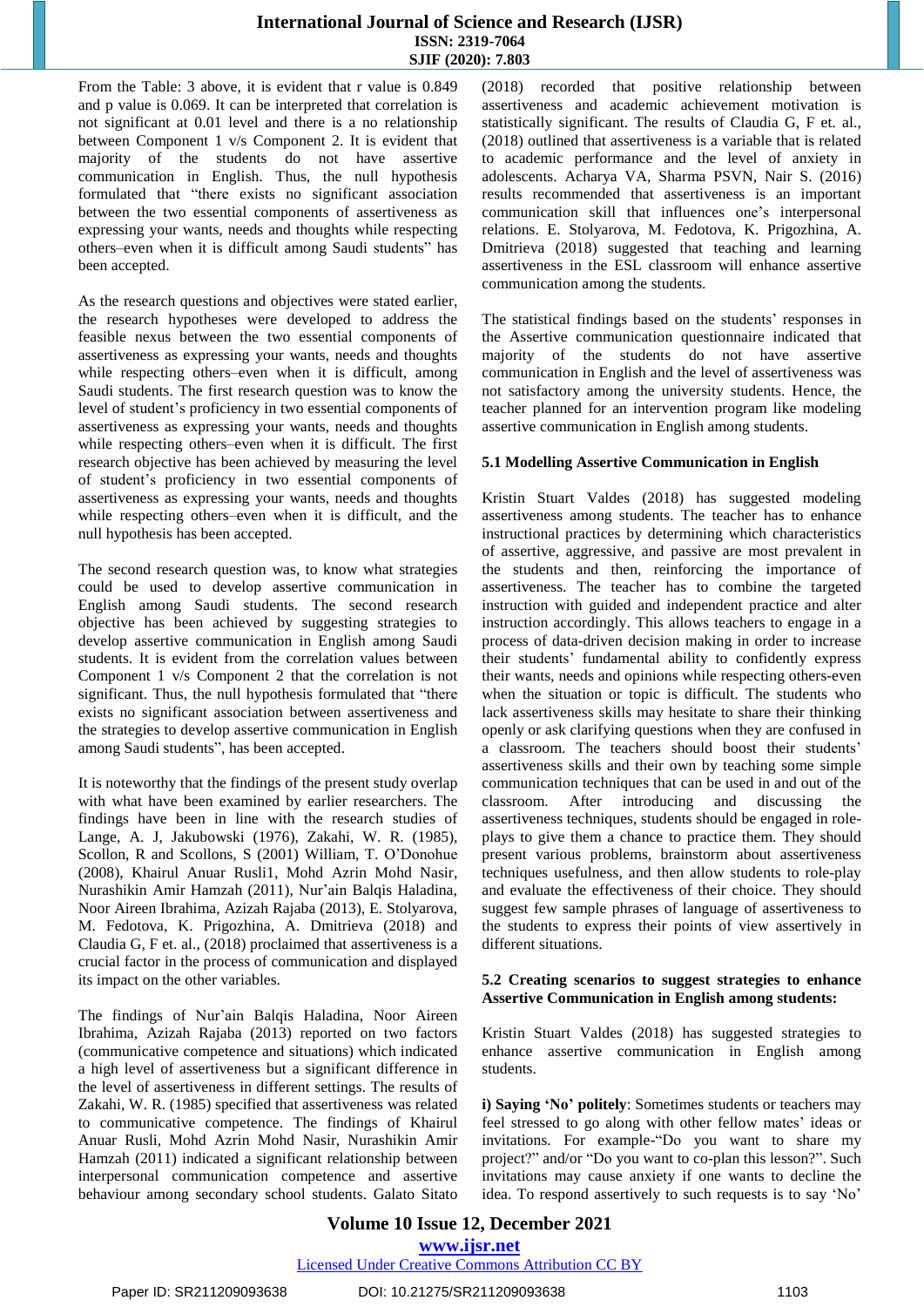From the Table: 3 above, it is evident that r value is 0.849 and p value is 0.069. It can be interpreted that correlation is not significant at 0.01 level and there is a no relationship between Component 1 v/s Component 2. It is evident that majority of the students do not have assertive communication in English. Thus, the null hypothesis formulated that "there exists no significant association between the two essential components of assertiveness as expressing your wants, needs and thoughts while respecting others–even when it is difficult among Saudi students" has been accepted.

As the research questions and objectives were stated earlier, the research hypotheses were developed to address the feasible nexus between the two essential components of assertiveness as expressing your wants, needs and thoughts while respecting others–even when it is difficult, among Saudi students. The first research question was to know the level of student's proficiency in two essential components of assertiveness as expressing your wants, needs and thoughts while respecting others–even when it is difficult. The first research objective has been achieved by measuring the level of student's proficiency in two essential components of assertiveness as expressing your wants, needs and thoughts while respecting others–even when it is difficult, and the null hypothesis has been accepted.

The second research question was, to know what strategies could be used to develop assertive communication in English among Saudi students. The second research objective has been achieved by suggesting strategies to develop assertive communication in English among Saudi students. It is evident from the correlation values between Component 1 v/s Component 2 that the correlation is not significant. Thus, the null hypothesis formulated that "there exists no significant association between assertiveness and the strategies to develop assertive communication in English among Saudi students", has been accepted.

It is noteworthy that the findings of the present study overlap with what have been examined by earlier researchers. The findings have been in line with the research studies of Lange, A. J, Jakubowski (1976), Zakahi, W. R. (1985), Scollon, R and Scollons, S (2001) William, T. O'Donohue (2008), Khairul Anuar Rusli1, Mohd Azrin Mohd Nasir, Nurashikin Amir Hamzah (2011), Nur'ain Balqis Haladina, Noor Aireen Ibrahima, Azizah Rajaba (2013), E. Stolyarova, M. Fedotova, K. Prigozhina, A. Dmitrieva (2018) and Claudia G, F et. al., (2018) proclaimed that assertiveness is a crucial factor in the process of communication and displayed its impact on the other variables.

The findings of Nur'ain Balqis Haladina, Noor Aireen Ibrahima, Azizah Rajaba (2013) reported on two factors (communicative competence and situations) which indicated a high level of assertiveness but a significant difference in the level of assertiveness in different settings. The results of Zakahi, W. R. (1985) specified that assertiveness was related to communicative competence. The findings of Khairul Anuar Rusli, Mohd Azrin Mohd Nasir, Nurashikin Amir Hamzah (2011) indicated a significant relationship between interpersonal communication competence and assertive behaviour among secondary school students. Galato Sitato (2018) recorded that positive relationship between assertiveness and academic achievement motivation is statistically significant. The results of Claudia G, F et. al., (2018) outlined that assertiveness is a variable that is related to academic performance and the level of anxiety in adolescents. Acharya VA, Sharma PSVN, Nair S. (2016) results recommended that assertiveness is an important communication skill that influences one's interpersonal relations. E. Stolyarova, M. Fedotova, K. Prigozhina, A. Dmitrieva (2018) suggested that teaching and learning assertiveness in the ESL classroom will enhance assertive communication among the students.

The statistical findings based on the students' responses in the Assertive communication questionnaire indicated that majority of the students do not have assertive communication in English and the level of assertiveness was not satisfactory among the university students. Hence, the teacher planned for an intervention program like modeling assertive communication in English among students.

### 5.1 Modelling Assertive Communication in English

Kristin Stuart Valdes (2018) has suggested modeling assertiveness among students. The teacher has to enhance instructional practices by determining which characteristics of assertive, aggressive, and passive are most prevalent in the students and then, reinforcing the importance of assertiveness. The teacher has to combine the targeted instruction with guided and independent practice and alter instruction accordingly. This allows teachers to engage in a process of data-driven decision making in order to increase their students' fundamental ability to confidently express their wants, needs and opinions while respecting others-even when the situation or topic is difficult. The students who lack assertiveness skills may hesitate to share their thinking openly or ask clarifying questions when they are confused in a classroom. The teachers should boost their students' assertiveness skills and their own by teaching some simple communication techniques that can be used in and out of the classroom. After introducing and discussing the assertiveness techniques, students should be engaged in role-plays to give them a chance to practice them. They should present various problems, brainstorm about assertiveness techniques usefulness, and then allow students to role-play and evaluate the effectiveness of their choice. They should suggest few sample phrases of language of assertiveness to the students to express their points of view assertively in different situations.

### 5.2 Creating scenarios to suggest strategies to enhance Assertive Communication in English among students:

Kristin Stuart Valdes (2018) has suggested strategies to enhance assertive communication in English among students.

**i) Saying 'No' politely**: Sometimes students or teachers may feel stressed to go along with other fellow mates' ideas or invitations. For example-"Do you want to share my project?" and/or "Do you want to co-plan this lesson?". Such invitations may cause anxiety if one wants to decline the idea. To respond assertively to such requests is to say 'No'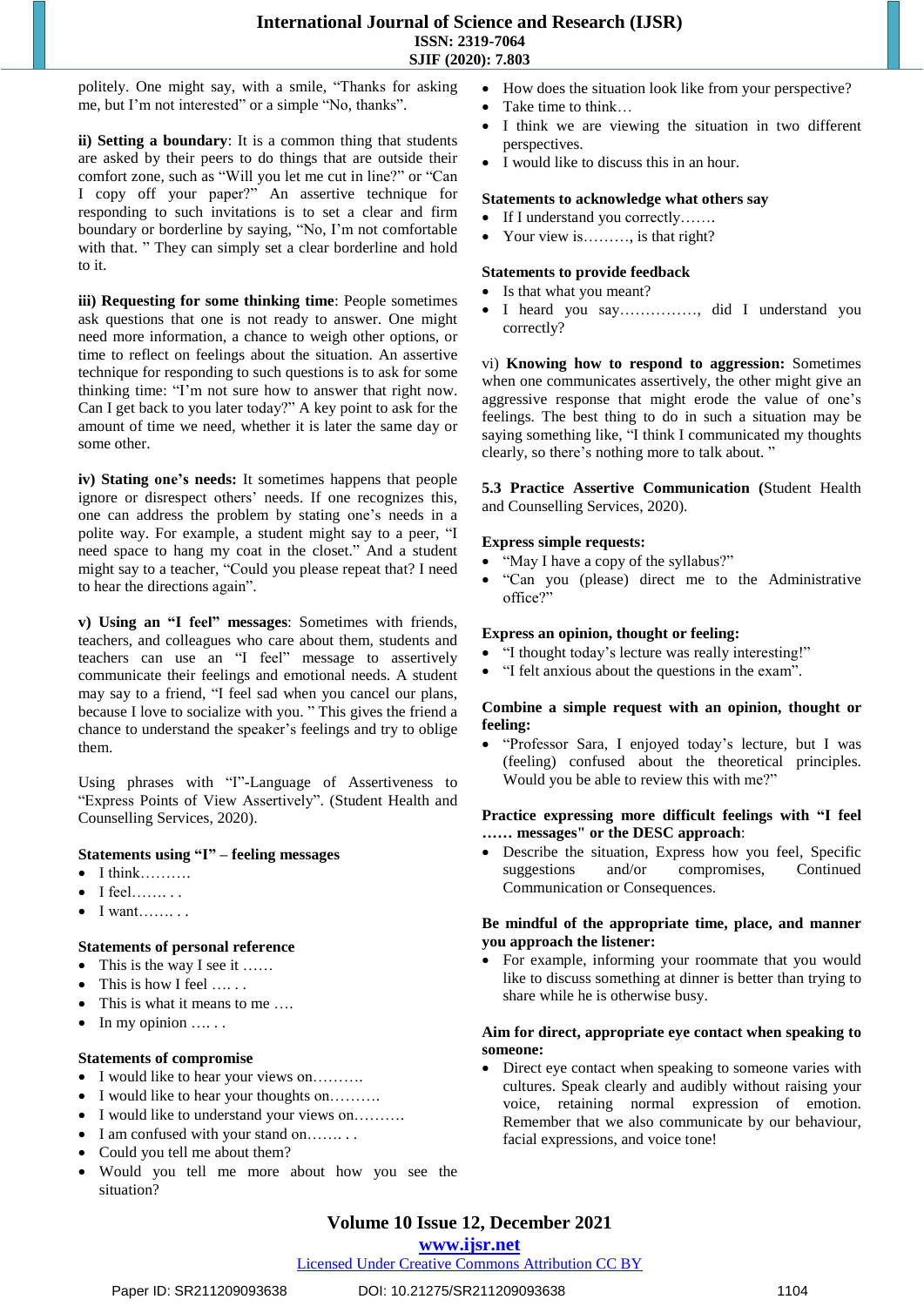politely. One might say, with a smile, "Thanks for asking me, but I'm not interested" or a simple "No, thanks".

**ii) Setting a boundary**: It is a common thing that students are asked by their peers to do things that are outside their comfort zone, such as "Will you let me cut in line?" or "Can I copy off your paper?" An assertive technique for responding to such invitations is to set a clear and firm boundary or borderline by saying, "No, I'm not comfortable with that. " They can simply set a clear borderline and hold to it.

**iii) Requesting for some thinking time**: People sometimes ask questions that one is not ready to answer. One might need more information, a chance to weigh other options, or time to reflect on feelings about the situation. An assertive technique for responding to such questions is to ask for some thinking time: "I'm not sure how to answer that right now. Can I get back to you later today?" A key point to ask for the amount of time we need, whether it is later the same day or some other.

**iv) Stating one's needs:** It sometimes happens that people ignore or disrespect others' needs. If one recognizes this, one can address the problem by stating one's needs in a polite way. For example, a student might say to a peer, "I need space to hang my coat in the closet." And a student might say to a teacher, "Could you please repeat that? I need to hear the directions again".

**v) Using an "I feel" messages**: Sometimes with friends, teachers, and colleagues who care about them, students and teachers can use an "I feel" message to assertively communicate their feelings and emotional needs. A student may say to a friend, "I feel sad when you cancel our plans, because I love to socialize with you. " This gives the friend a chance to understand the speaker's feelings and try to oblige them.

Using phrases with "I"-Language of Assertiveness to "Express Points of View Assertively". (Student Health and Counselling Services, 2020).

**Statements using "I" – feeling messages**

- I think……….
- I feel……. . .
- I want……. . .

**Statements of personal reference**

- This is the way I see it ……
- This is how I feel …. . .
- This is what it means to me ….
- In my opinion …. . .

**Statements of compromise**

- I would like to hear your views on……….
- I would like to hear your thoughts on……….
- I would like to understand your views on……….
- I am confused with your stand on……. . .
- Could you tell me about them?
- Would you tell me more about how you see the situation?
- How does the situation look like from your perspective?
- Take time to think…
- I think we are viewing the situation in two different perspectives.
- I would like to discuss this in an hour.

**Statements to acknowledge what others say**

- If I understand you correctly…….
- Your view is………, is that right?

**Statements to provide feedback**

- Is that what you meant?
- I heard you say……………, did I understand you correctly?

vi) **Knowing how to respond to aggression:** Sometimes when one communicates assertively, the other might give an aggressive response that might erode the value of one's feelings. The best thing to do in such a situation may be saying something like, "I think I communicated my thoughts clearly, so there's nothing more to talk about. "

**5.3 Practice Assertive Communication (**Student Health and Counselling Services, 2020).

**Express simple requests:**

- "May I have a copy of the syllabus?"
- "Can you (please) direct me to the Administrative office?"

**Express an opinion, thought or feeling:**

- "I thought today's lecture was really interesting!"
- "I felt anxious about the questions in the exam".

**Combine a simple request with an opinion, thought or feeling:**

- "Professor Sara, I enjoyed today's lecture, but I was (feeling) confused about the theoretical principles. Would you be able to review this with me?"

**Practice expressing more difficult feelings with "I feel …… messages" or the DESC approach**:

- Describe the situation, Express how you feel, Specific suggestions and/or compromises, Continued Communication or Consequences.

**Be mindful of the appropriate time, place, and manner you approach the listener:**

- For example, informing your roommate that you would like to discuss something at dinner is better than trying to share while he is otherwise busy.

**Aim for direct, appropriate eye contact when speaking to someone:**

- Direct eye contact when speaking to someone varies with cultures. Speak clearly and audibly without raising your voice, retaining normal expression of emotion. Remember that we also communicate by our behaviour, facial expressions, and voice tone!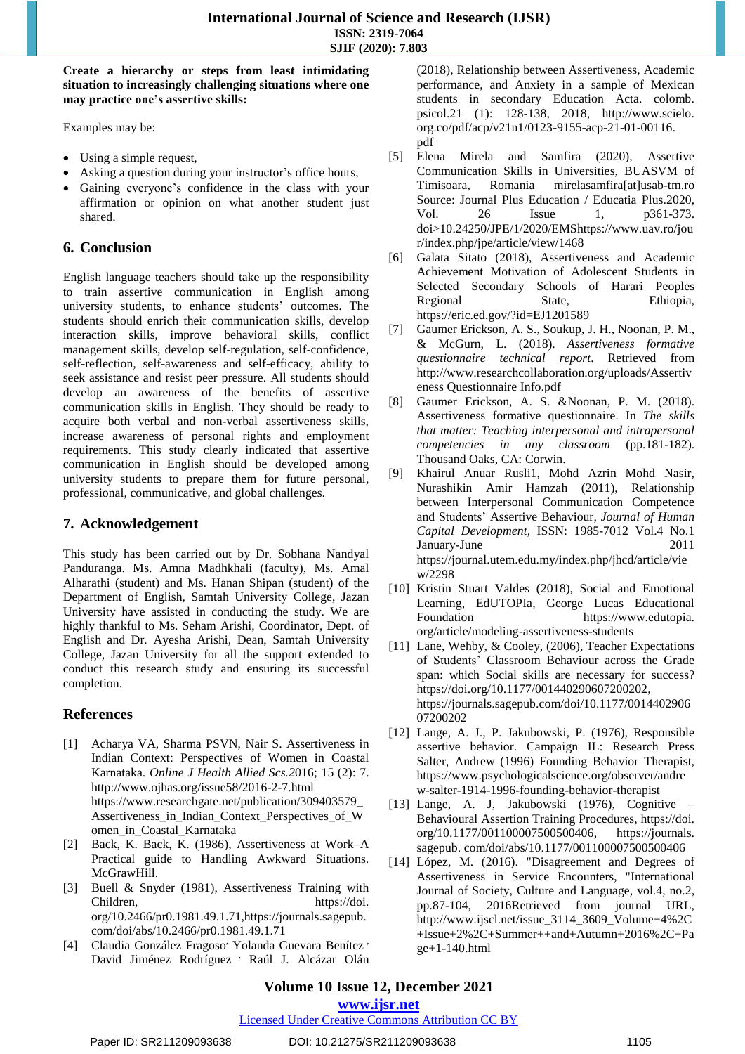**Create a hierarchy or steps from least intimidating situation to increasingly challenging situations where one may practice one's assertive skills:**

Examples may be:

- Using a simple request,
- Asking a question during your instructor's office hours,
- Gaining everyone's confidence in the class with your affirmation or opinion on what another student just shared.

## 6. Conclusion

English language teachers should take up the responsibility to train assertive communication in English among university students, to enhance students' outcomes. The students should enrich their communication skills, develop interaction skills, improve behavioral skills, conflict management skills, develop self-regulation, self-confidence, self-reflection, self-awareness and self-efficacy, ability to seek assistance and resist peer pressure. All students should develop an awareness of the benefits of assertive communication skills in English. They should be ready to acquire both verbal and non-verbal assertiveness skills, increase awareness of personal rights and employment requirements. This study clearly indicated that assertive communication in English should be developed among university students to prepare them for future personal, professional, communicative, and global challenges.

## 7. Acknowledgement

This study has been carried out by Dr. Sobhana Nandyal Panduranga. Ms. Amna Madhkhali (faculty), Ms. Amal Alharathi (student) and Ms. Hanan Shipan (student) of the Department of English, Samtah University College, Jazan University have assisted in conducting the study. We are highly thankful to Ms. Seham Arishi, Coordinator, Dept. of English and Dr. Ayesha Arishi, Dean, Samtah University College, Jazan University for all the support extended to conduct this research study and ensuring its successful completion.

## References

[1] Acharya VA, Sharma PSVN, Nair S. Assertiveness in Indian Context: Perspectives of Women in Coastal Karnataka. *Online J Health Allied Scs.*2016; 15 (2): 7. http://www.ojhas.org/issue58/2016-2-7.html https://www.researchgate.net/publication/309403579_Assertiveness_in_Indian_Context_Perspectives_of_Women_in_Coastal_Karnataka

[2] Back, K. Back, K. (1986), Assertiveness at Work–A Practical guide to Handling Awkward Situations. McGrawHill.

[3] Buell & Snyder (1981), Assertiveness Training with Children, https://doi.org/10.2466/pr0.1981.49.1.71,https://journals.sagepub.com/doi/abs/10.2466/pr0.1981.49.1.71

[4] Claudia González Fragoso, Yolanda Guevara Benítez, David Jiménez Rodríguez, Raúl J. Alcázar Olán (2018), Relationship between Assertiveness, Academic performance, and Anxiety in a sample of Mexican students in secondary Education Acta. colomb. psicol.21 (1): 128-138, 2018, http://www.scielo.org.co/pdf/acp/v21n1/0123-9155-acp-21-01-00116.pdf

[5] Elena Mirela and Samfira (2020), Assertive Communication Skills in Universities, BUASVM of Timisoara, Romania mirelasamfira[at]usab-tm.ro Source: Journal Plus Education / Educatia Plus.2020, Vol. 26 Issue 1, p361-373. doi>10.24250/JPE/1/2020/EMShttps://www.uav.ro/jour/index.php/jpe/article/view/1468

[6] Galata Sitato (2018), Assertiveness and Academic Achievement Motivation of Adolescent Students in Selected Secondary Schools of Harari Peoples Regional State, Ethiopia, https://eric.ed.gov/?id=EJ1201589

[7] Gaumer Erickson, A. S., Soukup, J. H., Noonan, P. M., & McGurn, L. (2018). *Assertiveness formative questionnaire technical report*. Retrieved from http://www.researchcollaboration.org/uploads/Assertiveness Questionnaire Info.pdf

[8] Gaumer Erickson, A. S. &Noonan, P. M. (2018). Assertiveness formative questionnaire. In *The skills that matter: Teaching interpersonal and intrapersonal competencies in any classroom* (pp.181-182). Thousand Oaks, CA: Corwin.

[9] Khairul Anuar Rusli1, Mohd Azrin Mohd Nasir, Nurashikin Amir Hamzah (2011), Relationship between Interpersonal Communication Competence and Students' Assertive Behaviour, *Journal of Human Capital Development*, ISSN: 1985-7012 Vol.4 No.1 January-June 2011 https://journal.utem.edu.my/index.php/jhcd/article/view/2298

[10] Kristin Stuart Valdes (2018), Social and Emotional Learning, EdUTOPIa, George Lucas Educational Foundation https://www.edutopia.org/article/modeling-assertiveness-students

[11] Lane, Wehby, & Cooley, (2006), Teacher Expectations of Students' Classroom Behaviour across the Grade span: which Social skills are necessary for success? https://doi.org/10.1177/001440290607200202, https://journals.sagepub.com/doi/abs/10.1177/001440290607200202

[12] Lange, A. J., P. Jakubowski, P. (1976), Responsible assertive behavior. Campaign IL: Research Press Salter, Andrew (1996) Founding Behavior Therapist, https://www.psychologicalscience.org/observer/andrew-salter-1914-1996-founding-behavior-therapist

[13] Lange, A. J, Jakubowski (1976), Cognitive – Behavioural Assertion Training Procedures, https://doi.org/10.1177/001100007500500406, https://journals.sagepub. com/doi/abs/10.1177/001100007500500406

[14] López, M. (2016). "Disagreement and Degrees of Assertiveness in Service Encounters, "International Journal of Society, Culture and Language, vol.4, no.2, pp.87-104, 2016Retrieved from journal URL, http://www.ijscl.net/issue_3114_3609_Volume+4%2C+Issue+2%2C+Summer++and+Autumn+2016%2C+Page+1-140.html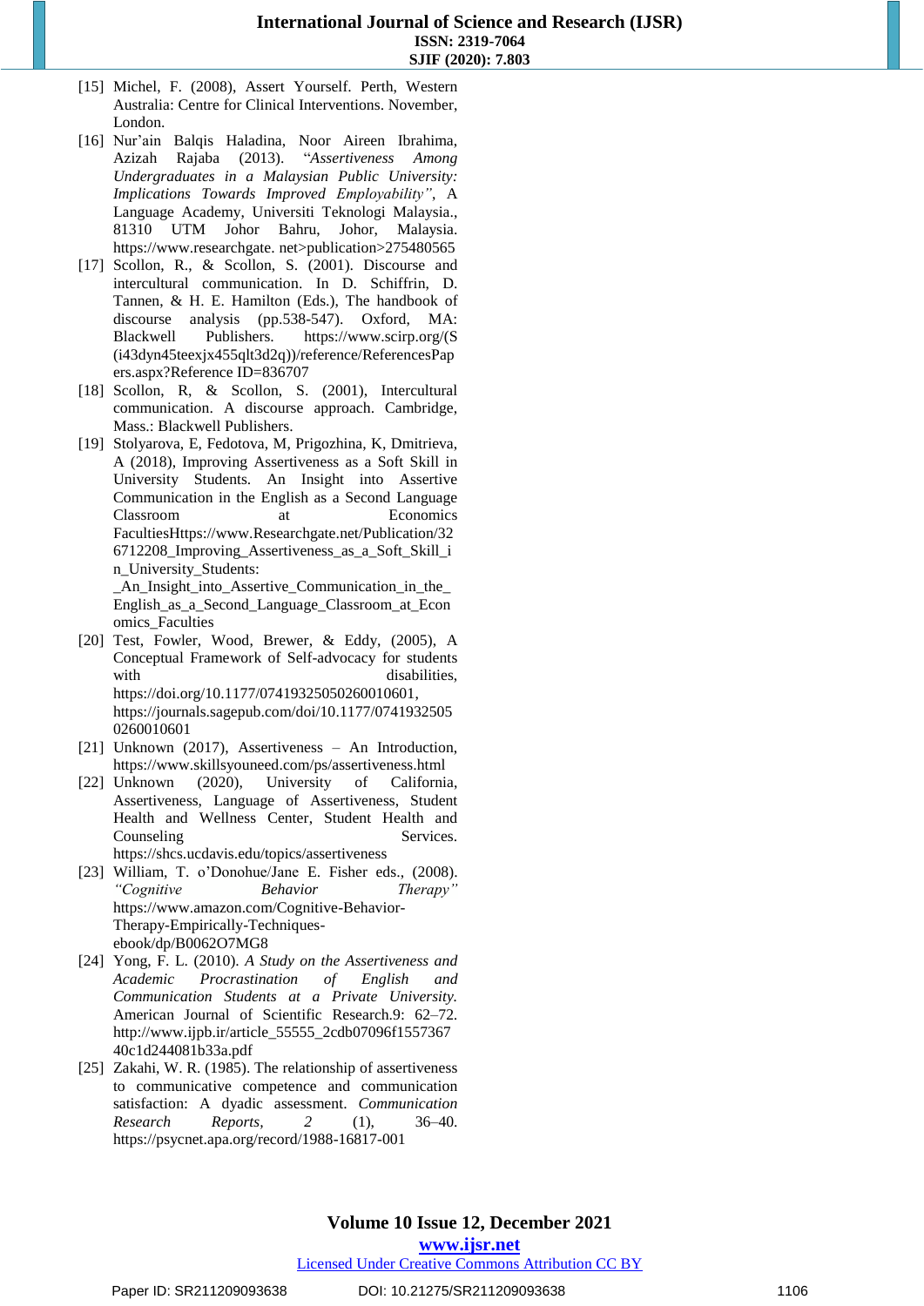[15] Michel, F. (2008), Assert Yourself. Perth, Western Australia: Centre for Clinical Interventions. November, London.

[16] Nur'ain Balqis Haladina, Noor Aireen Ibrahima, Azizah Rajaba (2013). "*Assertiveness Among Undergraduates in a Malaysian Public University: Implications Towards Improved Employability"*, A Language Academy, Universiti Teknologi Malaysia., 81310 UTM Johor Bahru, Johor, Malaysia. https://www.researchgate. net>publication>275480565

[17] Scollon, R., & Scollon, S. (2001). Discourse and intercultural communication. In D. Schiffrin, D. Tannen, & H. E. Hamilton (Eds.), The handbook of discourse analysis (pp.538-547). Oxford, MA: Blackwell Publishers. https://www.scirp.org/(S(i43dyn45teexjx455qlt3d2q))/reference/ReferencesPapers.aspx?Reference ID=836707

[18] Scollon, R, & Scollon, S. (2001), Intercultural communication. A discourse approach. Cambridge, Mass.: Blackwell Publishers.

[19] Stolyarova, E, Fedotova, M, Prigozhina, K, Dmitrieva, A (2018), Improving Assertiveness as a Soft Skill in University Students. An Insight into Assertive Communication in the English as a Second Language Classroom at Economics FacultiesHttps://www.Researchgate.net/Publication/326712208_Improving_Assertiveness_as_a_Soft_Skill_in_University_Students: _An_Insight_into_Assertive_Communication_in_the_English_as_a_Second_Language_Classroom_at_Economics_Faculties

[20] Test, Fowler, Wood, Brewer, & Eddy, (2005), A Conceptual Framework of Self-advocacy for students with disabilities, https://doi.org/10.1177/07419325050260010601, https://journals.sagepub.com/doi/10.1177/07419325050260010601

[21] Unknown (2017), Assertiveness – An Introduction, https://www.skillsyouneed.com/ps/assertiveness.html

[22] Unknown (2020), University of California, Assertiveness, Language of Assertiveness, Student Health and Wellness Center, Student Health and Counseling Services. https://shcs.ucdavis.edu/topics/assertiveness

[23] William, T. o'Donohue/Jane E. Fisher eds., (2008). *"Cognitive Behavior Therapy"* https://www.amazon.com/Cognitive-Behavior-Therapy-Empirically-Techniques-ebook/dp/B0062O7MG8

[24] Yong, F. L. (2010). *A Study on the Assertiveness and Academic Procrastination of English and Communication Students at a Private University.* American Journal of Scientific Research.9: 62–72. http://www.ijpb.ir/article_55555_2cdb07096f155736740c1d244081b33a.pdf

[25] Zakahi, W. R. (1985). The relationship of assertiveness to communicative competence and communication satisfaction: A dyadic assessment. *Communication Research Reports, 2* (1), 36–40. https://psycnet.apa.org/record/1988-16817-001